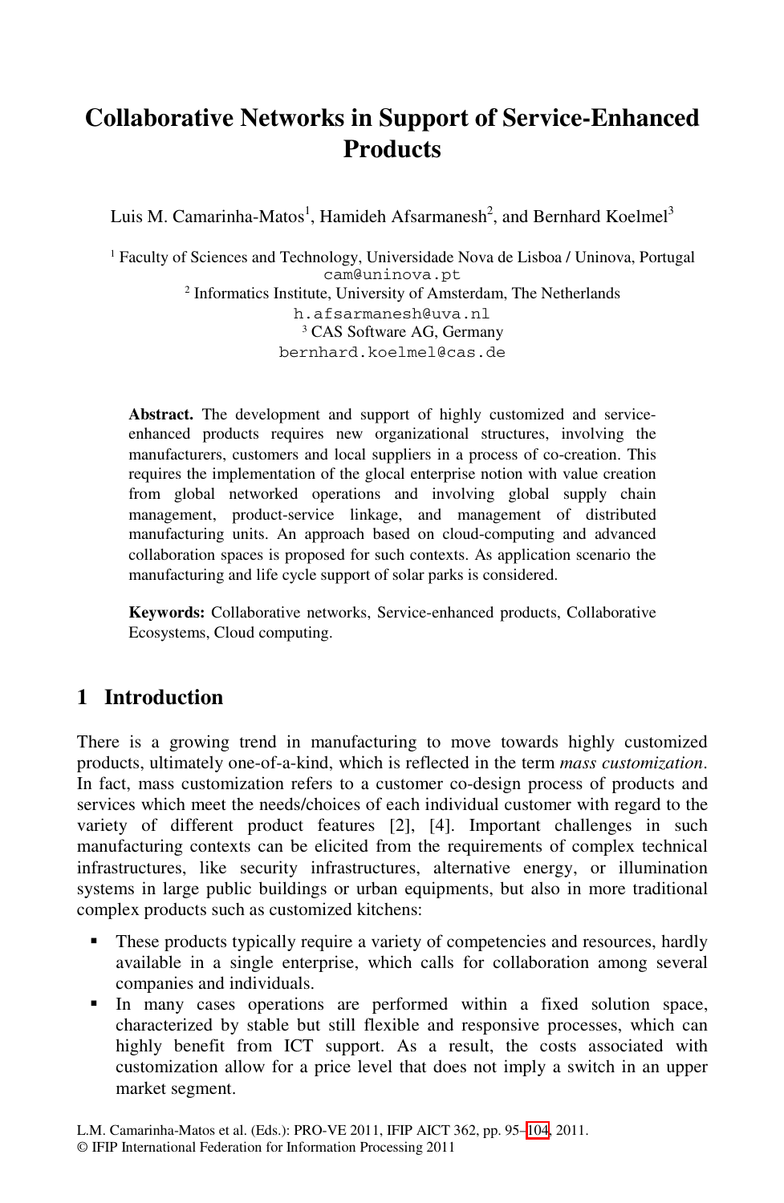# Collaborative Networks in Support of Service-Enhanced Products

Luis M. Camarinha-Matos[1], Hamideh Afsarmanesh[2], and Bernhard Koelmel[3]

[1] Faculty of Sciences and Technology, Universidade Nova de Lisboa / Uninova, Portugal
cam@uninova.pt
[2] Informatics Institute, University of Amsterdam, The Netherlands
h.afsarmanesh@uva.nl
[3] CAS Software AG, Germany
bernhard.koelmel@cas.de

**Abstract.** The development and support of highly customized and service-enhanced products requires new organizational structures, involving the manufacturers, customers and local suppliers in a process of co-creation. This requires the implementation of the glocal enterprise notion with value creation from global networked operations and involving global supply chain management, product-service linkage, and management of distributed manufacturing units. An approach based on cloud-computing and advanced collaboration spaces is proposed for such contexts. As application scenario the manufacturing and life cycle support of solar parks is considered.

**Keywords:** Collaborative networks, Service-enhanced products, Collaborative Ecosystems, Cloud computing.

## 1 Introduction

There is a growing trend in manufacturing to move towards highly customized products, ultimately one-of-a-kind, which is reflected in the term *mass customization*. In fact, mass customization refers to a customer co-design process of products and services which meet the needs/choices of each individual customer with regard to the variety of different product features [2], [4]. Important challenges in such manufacturing contexts can be elicited from the requirements of complex technical infrastructures, like security infrastructures, alternative energy, or illumination systems in large public buildings or urban equipments, but also in more traditional complex products such as customized kitchens:

- These products typically require a variety of competencies and resources, hardly available in a single enterprise, which calls for collaboration among several companies and individuals.
- In many cases operations are performed within a fixed solution space, characterized by stable but still flexible and responsive processes, which can highly benefit from ICT support. As a result, the costs associated with customization allow for a price level that does not imply a switch in an upper market segment.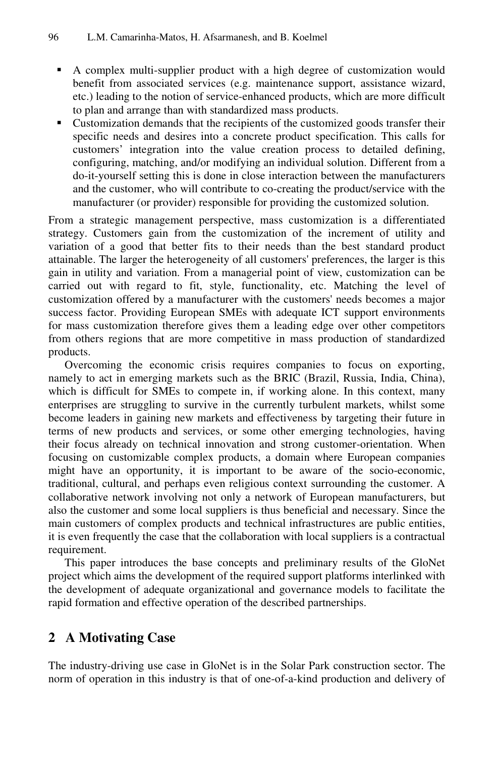- A complex multi-supplier product with a high degree of customization would benefit from associated services (e.g. maintenance support, assistance wizard, etc.) leading to the notion of service-enhanced products, which are more difficult to plan and arrange than with standardized mass products.
- Customization demands that the recipients of the customized goods transfer their specific needs and desires into a concrete product specification. This calls for customers' integration into the value creation process to detailed defining, configuring, matching, and/or modifying an individual solution. Different from a do-it-yourself setting this is done in close interaction between the manufacturers and the customer, who will contribute to co-creating the product/service with the manufacturer (or provider) responsible for providing the customized solution.

From a strategic management perspective, mass customization is a differentiated strategy. Customers gain from the customization of the increment of utility and variation of a good that better fits to their needs than the best standard product attainable. The larger the heterogeneity of all customers' preferences, the larger is this gain in utility and variation. From a managerial point of view, customization can be carried out with regard to fit, style, functionality, etc. Matching the level of customization offered by a manufacturer with the customers' needs becomes a major success factor. Providing European SMEs with adequate ICT support environments for mass customization therefore gives them a leading edge over other competitors from others regions that are more competitive in mass production of standardized products.

Overcoming the economic crisis requires companies to focus on exporting, namely to act in emerging markets such as the BRIC (Brazil, Russia, India, China), which is difficult for SMEs to compete in, if working alone. In this context, many enterprises are struggling to survive in the currently turbulent markets, whilst some become leaders in gaining new markets and effectiveness by targeting their future in terms of new products and services, or some other emerging technologies, having their focus already on technical innovation and strong customer-orientation. When focusing on customizable complex products, a domain where European companies might have an opportunity, it is important to be aware of the socio-economic, traditional, cultural, and perhaps even religious context surrounding the customer. A collaborative network involving not only a network of European manufacturers, but also the customer and some local suppliers is thus beneficial and necessary. Since the main customers of complex products and technical infrastructures are public entities, it is even frequently the case that the collaboration with local suppliers is a contractual requirement.

This paper introduces the base concepts and preliminary results of the GloNet project which aims the development of the required support platforms interlinked with the development of adequate organizational and governance models to facilitate the rapid formation and effective operation of the described partnerships.

## 2 A Motivating Case

The industry-driving use case in GloNet is in the Solar Park construction sector. The norm of operation in this industry is that of one-of-a-kind production and delivery of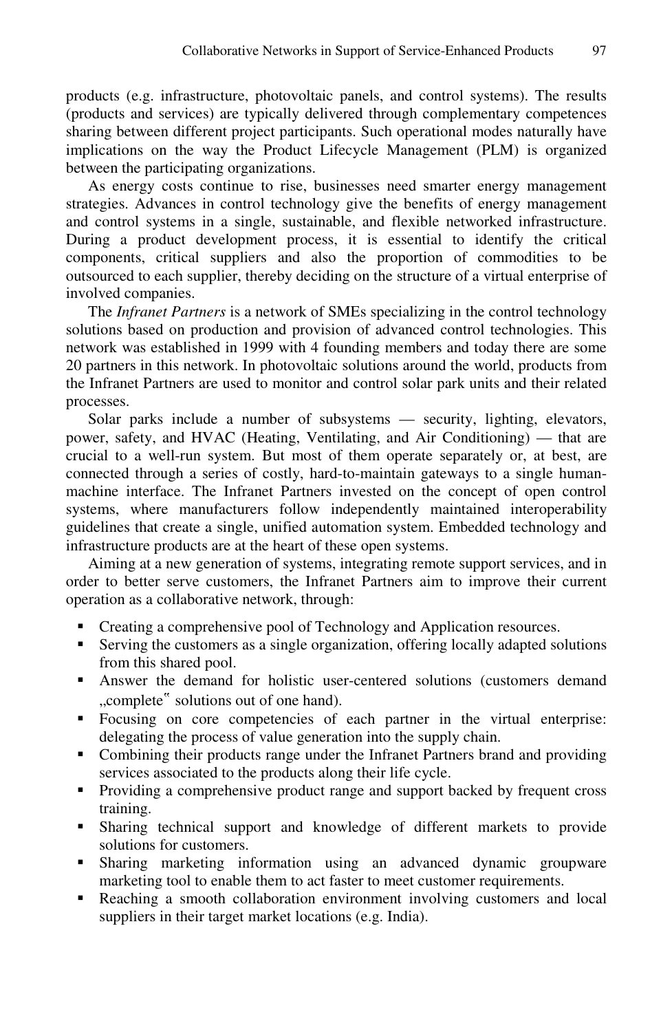products (e.g. infrastructure, photovoltaic panels, and control systems). The results (products and services) are typically delivered through complementary competences sharing between different project participants. Such operational modes naturally have implications on the way the Product Lifecycle Management (PLM) is organized between the participating organizations.

As energy costs continue to rise, businesses need smarter energy management strategies. Advances in control technology give the benefits of energy management and control systems in a single, sustainable, and flexible networked infrastructure. During a product development process, it is essential to identify the critical components, critical suppliers and also the proportion of commodities to be outsourced to each supplier, thereby deciding on the structure of a virtual enterprise of involved companies.

The *Infranet Partners* is a network of SMEs specializing in the control technology solutions based on production and provision of advanced control technologies. This network was established in 1999 with 4 founding members and today there are some 20 partners in this network. In photovoltaic solutions around the world, products from the Infranet Partners are used to monitor and control solar park units and their related processes.

Solar parks include a number of subsystems — security, lighting, elevators, power, safety, and HVAC (Heating, Ventilating, and Air Conditioning) — that are crucial to a well-run system. But most of them operate separately or, at best, are connected through a series of costly, hard-to-maintain gateways to a single human-machine interface. The Infranet Partners invested on the concept of open control systems, where manufacturers follow independently maintained interoperability guidelines that create a single, unified automation system. Embedded technology and infrastructure products are at the heart of these open systems.

Aiming at a new generation of systems, integrating remote support services, and in order to better serve customers, the Infranet Partners aim to improve their current operation as a collaborative network, through:

- Creating a comprehensive pool of Technology and Application resources.
- Serving the customers as a single organization, offering locally adapted solutions from this shared pool.
- Answer the demand for holistic user-centered solutions (customers demand „complete‟ solutions out of one hand).
- Focusing on core competencies of each partner in the virtual enterprise: delegating the process of value generation into the supply chain.
- Combining their products range under the Infranet Partners brand and providing services associated to the products along their life cycle.
- Providing a comprehensive product range and support backed by frequent cross training.
- Sharing technical support and knowledge of different markets to provide solutions for customers.
- Sharing marketing information using an advanced dynamic groupware marketing tool to enable them to act faster to meet customer requirements.
- Reaching a smooth collaboration environment involving customers and local suppliers in their target market locations (e.g. India).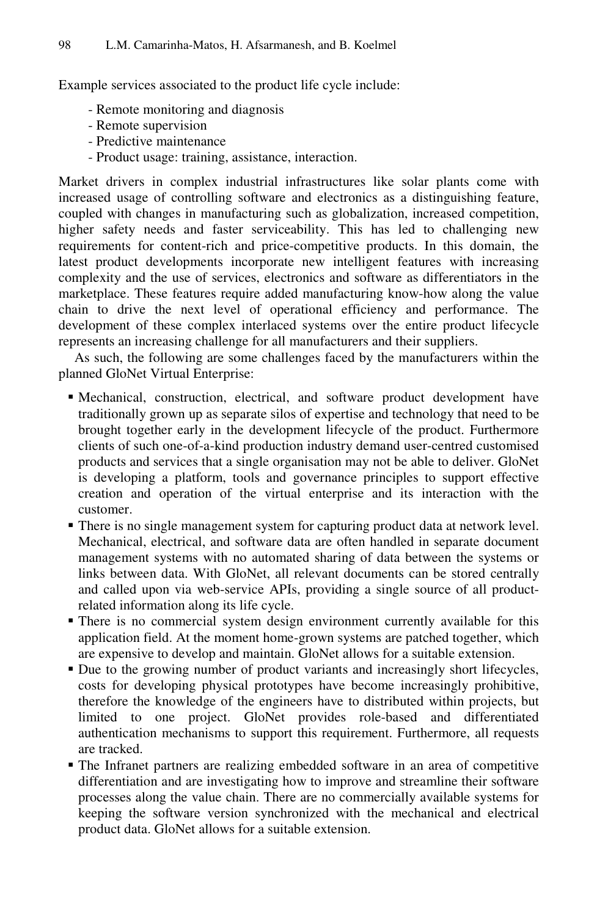Example services associated to the product life cycle include:

- Remote monitoring and diagnosis
- Remote supervision
- Predictive maintenance
- Product usage: training, assistance, interaction.

Market drivers in complex industrial infrastructures like solar plants come with increased usage of controlling software and electronics as a distinguishing feature, coupled with changes in manufacturing such as globalization, increased competition, higher safety needs and faster serviceability. This has led to challenging new requirements for content-rich and price-competitive products. In this domain, the latest product developments incorporate new intelligent features with increasing complexity and the use of services, electronics and software as differentiators in the marketplace. These features require added manufacturing know-how along the value chain to drive the next level of operational efficiency and performance. The development of these complex interlaced systems over the entire product lifecycle represents an increasing challenge for all manufacturers and their suppliers.

As such, the following are some challenges faced by the manufacturers within the planned GloNet Virtual Enterprise:

- Mechanical, construction, electrical, and software product development have traditionally grown up as separate silos of expertise and technology that need to be brought together early in the development lifecycle of the product. Furthermore clients of such one-of-a-kind production industry demand user-centred customised products and services that a single organisation may not be able to deliver. GloNet is developing a platform, tools and governance principles to support effective creation and operation of the virtual enterprise and its interaction with the customer.
- There is no single management system for capturing product data at network level. Mechanical, electrical, and software data are often handled in separate document management systems with no automated sharing of data between the systems or links between data. With GloNet, all relevant documents can be stored centrally and called upon via web-service APIs, providing a single source of all product-related information along its life cycle.
- There is no commercial system design environment currently available for this application field. At the moment home-grown systems are patched together, which are expensive to develop and maintain. GloNet allows for a suitable extension.
- Due to the growing number of product variants and increasingly short lifecycles, costs for developing physical prototypes have become increasingly prohibitive, therefore the knowledge of the engineers have to distributed within projects, but limited to one project. GloNet provides role-based and differentiated authentication mechanisms to support this requirement. Furthermore, all requests are tracked.
- The Infranet partners are realizing embedded software in an area of competitive differentiation and are investigating how to improve and streamline their software processes along the value chain. There are no commercially available systems for keeping the software version synchronized with the mechanical and electrical product data. GloNet allows for a suitable extension.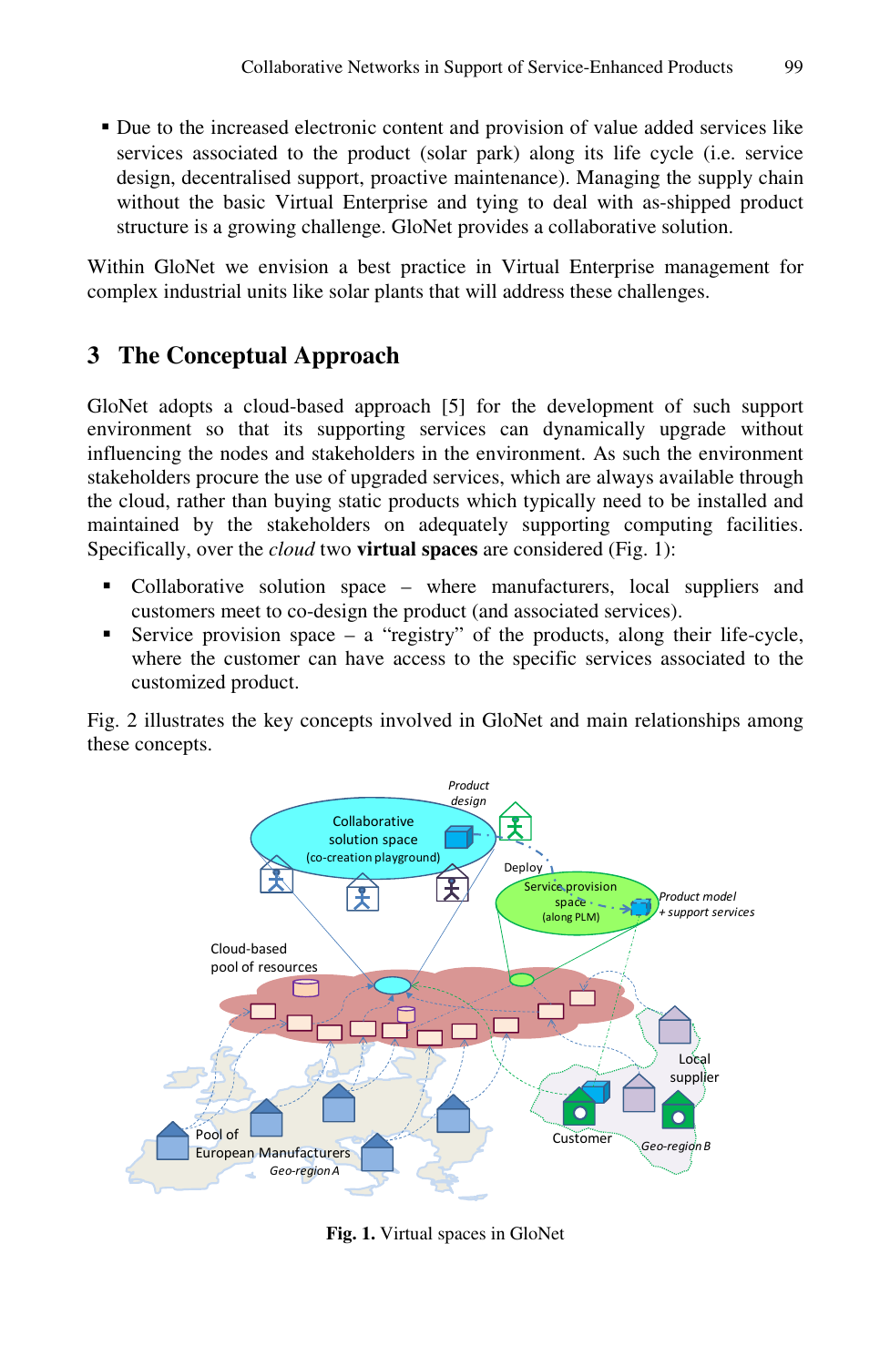- Due to the increased electronic content and provision of value added services like services associated to the product (solar park) along its life cycle (i.e. service design, decentralised support, proactive maintenance). Managing the supply chain without the basic Virtual Enterprise and tying to deal with as-shipped product structure is a growing challenge. GloNet provides a collaborative solution.

Within GloNet we envision a best practice in Virtual Enterprise management for complex industrial units like solar plants that will address these challenges.

## 3 The Conceptual Approach

GloNet adopts a cloud-based approach [5] for the development of such support environment so that its supporting services can dynamically upgrade without influencing the nodes and stakeholders in the environment. As such the environment stakeholders procure the use of upgraded services, which are always available through the cloud, rather than buying static products which typically need to be installed and maintained by the stakeholders on adequately supporting computing facilities. Specifically, over the *cloud* two **virtual spaces** are considered (Fig. 1):

- Collaborative solution space – where manufacturers, local suppliers and customers meet to co-design the product (and associated services).
- Service provision space – a "registry" of the products, along their life-cycle, where the customer can have access to the specific services associated to the customized product.

Fig. 2 illustrates the key concepts involved in GloNet and main relationships among these concepts.

**Fig. 1.** Virtual spaces in GloNet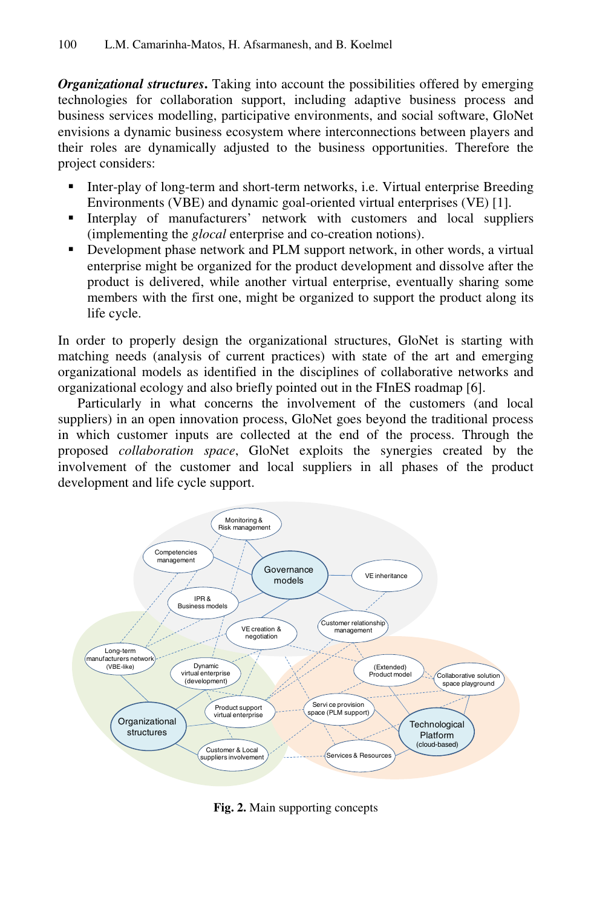***Organizational structures*****.** Taking into account the possibilities offered by emerging technologies for collaboration support, including adaptive business process and business services modelling, participative environments, and social software, GloNet envisions a dynamic business ecosystem where interconnections between players and their roles are dynamically adjusted to the business opportunities. Therefore the project considers:

- Inter-play of long-term and short-term networks, i.e. Virtual enterprise Breeding Environments (VBE) and dynamic goal-oriented virtual enterprises (VE) [1].
- Interplay of manufacturers' network with customers and local suppliers (implementing the *glocal* enterprise and co-creation notions).
- Development phase network and PLM support network, in other words, a virtual enterprise might be organized for the product development and dissolve after the product is delivered, while another virtual enterprise, eventually sharing some members with the first one, might be organized to support the product along its life cycle.

In order to properly design the organizational structures, GloNet is starting with matching needs (analysis of current practices) with state of the art and emerging organizational models as identified in the disciplines of collaborative networks and organizational ecology and also briefly pointed out in the FInES roadmap [6].

Particularly in what concerns the involvement of the customers (and local suppliers) in an open innovation process, GloNet goes beyond the traditional process in which customer inputs are collected at the end of the process. Through the proposed *collaboration space*, GloNet exploits the synergies created by the involvement of the customer and local suppliers in all phases of the product development and life cycle support.

**Fig. 2.** Main supporting concepts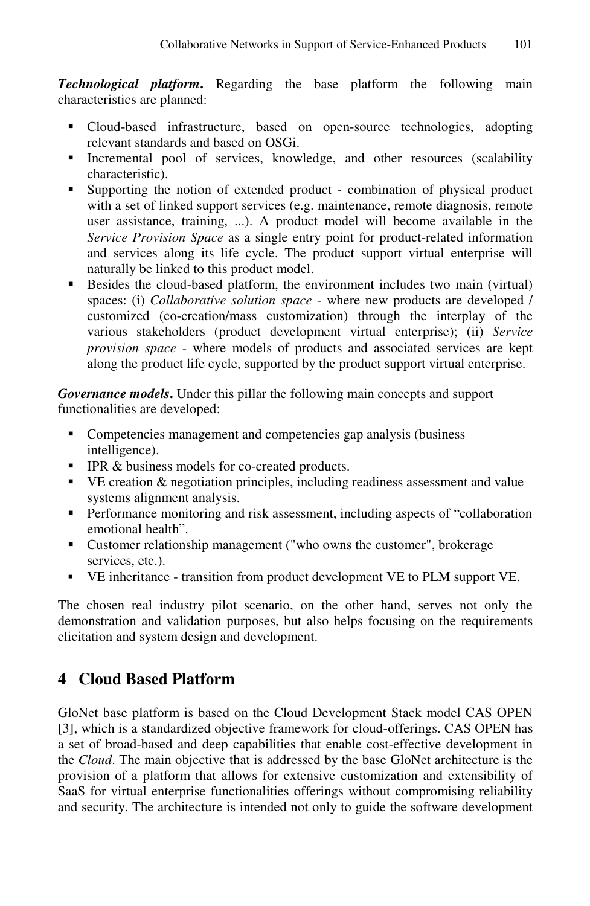***Technological platform*.** Regarding the base platform the following main characteristics are planned:

- Cloud-based infrastructure, based on open-source technologies, adopting relevant standards and based on OSGi.
- Incremental pool of services, knowledge, and other resources (scalability characteristic).
- Supporting the notion of extended product - combination of physical product with a set of linked support services (e.g. maintenance, remote diagnosis, remote user assistance, training, ...). A product model will become available in the *Service Provision Space* as a single entry point for product-related information and services along its life cycle. The product support virtual enterprise will naturally be linked to this product model.
- Besides the cloud-based platform, the environment includes two main (virtual) spaces: (i) *Collaborative solution space* - where new products are developed / customized (co-creation/mass customization) through the interplay of the various stakeholders (product development virtual enterprise); (ii) *Service provision space* - where models of products and associated services are kept along the product life cycle, supported by the product support virtual enterprise.

***Governance models*.** Under this pillar the following main concepts and support functionalities are developed:

- Competencies management and competencies gap analysis (business intelligence).
- IPR & business models for co-created products.
- VE creation & negotiation principles, including readiness assessment and value systems alignment analysis.
- Performance monitoring and risk assessment, including aspects of "collaboration emotional health".
- Customer relationship management ("who owns the customer", brokerage services, etc.).
- VE inheritance - transition from product development VE to PLM support VE.

The chosen real industry pilot scenario, on the other hand, serves not only the demonstration and validation purposes, but also helps focusing on the requirements elicitation and system design and development.

## 4 Cloud Based Platform

GloNet base platform is based on the Cloud Development Stack model CAS OPEN [3], which is a standardized objective framework for cloud-offerings. CAS OPEN has a set of broad-based and deep capabilities that enable cost-effective development in the *Cloud*. The main objective that is addressed by the base GloNet architecture is the provision of a platform that allows for extensive customization and extensibility of SaaS for virtual enterprise functionalities offerings without compromising reliability and security. The architecture is intended not only to guide the software development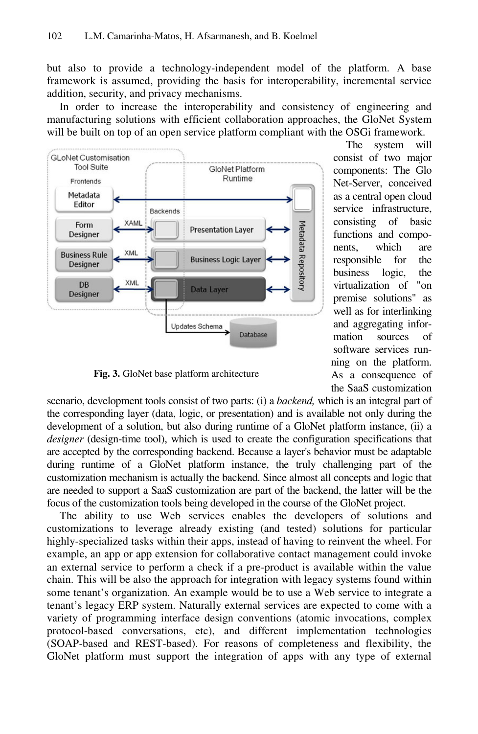but also to provide a technology-independent model of the platform. A base framework is assumed, providing the basis for interoperability, incremental service addition, security, and privacy mechanisms.

In order to increase the interoperability and consistency of engineering and manufacturing solutions with efficient collaboration approaches, the GloNet System will be built on top of an open service platform compliant with the OSGi framework.

**Fig. 3.** GloNet base platform architecture

The system will consist of two major components: The GloNet-Server, conceived as a central open cloud service infrastructure, consisting of basic functions and components, which are responsible for the business logic, the virtualization of "on premise solutions" as well as for interlinking and aggregating information sources of software services running on the platform. As a consequence of the SaaS customization scenario, development tools consist of two parts: (i) a *backend,* which is an integral part of the corresponding layer (data, logic, or presentation) and is available not only during the development of a solution, but also during runtime of a GloNet platform instance, (ii) a *designer* (design-time tool), which is used to create the configuration specifications that are accepted by the corresponding backend. Because a layer's behavior must be adaptable during runtime of a GloNet platform instance, the truly challenging part of the customization mechanism is actually the backend. Since almost all concepts and logic that are needed to support a SaaS customization are part of the backend, the latter will be the focus of the customization tools being developed in the course of the GloNet project.

The ability to use Web services enables the developers of solutions and customizations to leverage already existing (and tested) solutions for particular highly-specialized tasks within their apps, instead of having to reinvent the wheel. For example, an app or app extension for collaborative contact management could invoke an external service to perform a check if a pre-product is available within the value chain. This will be also the approach for integration with legacy systems found within some tenant's organization. An example would be to use a Web service to integrate a tenant's legacy ERP system. Naturally external services are expected to come with a variety of programming interface design conventions (atomic invocations, complex protocol-based conversations, etc), and different implementation technologies (SOAP-based and REST-based). For reasons of completeness and flexibility, the GloNet platform must support the integration of apps with any type of external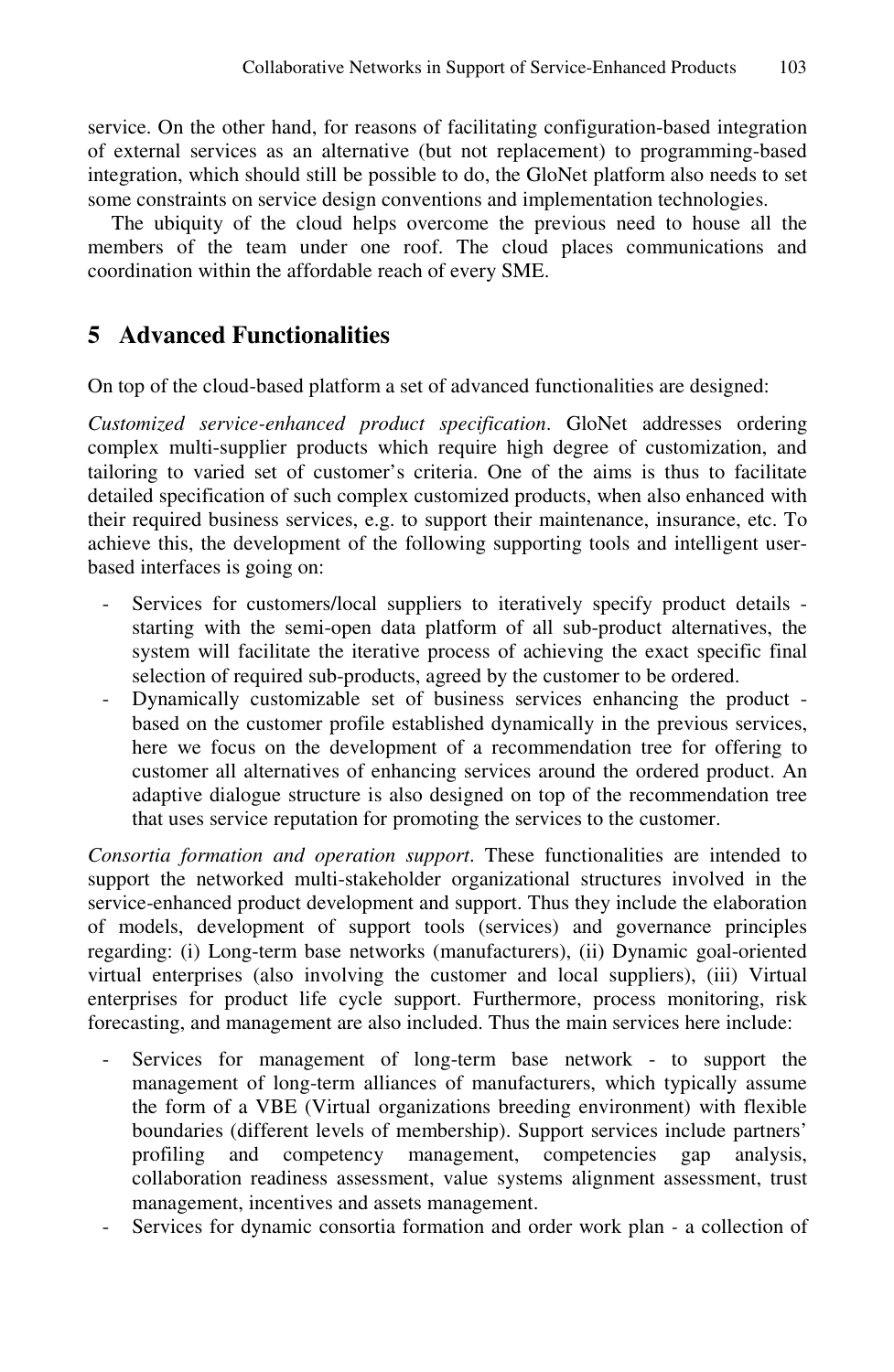service. On the other hand, for reasons of facilitating configuration-based integration of external services as an alternative (but not replacement) to programming-based integration, which should still be possible to do, the GloNet platform also needs to set some constraints on service design conventions and implementation technologies.

The ubiquity of the cloud helps overcome the previous need to house all the members of the team under one roof. The cloud places communications and coordination within the affordable reach of every SME.

## 5 Advanced Functionalities

On top of the cloud-based platform a set of advanced functionalities are designed:

*Customized service-enhanced product specification*. GloNet addresses ordering complex multi-supplier products which require high degree of customization, and tailoring to varied set of customer's criteria. One of the aims is thus to facilitate detailed specification of such complex customized products, when also enhanced with their required business services, e.g. to support their maintenance, insurance, etc. To achieve this, the development of the following supporting tools and intelligent user-based interfaces is going on:

- Services for customers/local suppliers to iteratively specify product details - starting with the semi-open data platform of all sub-product alternatives, the system will facilitate the iterative process of achieving the exact specific final selection of required sub-products, agreed by the customer to be ordered.
- Dynamically customizable set of business services enhancing the product - based on the customer profile established dynamically in the previous services, here we focus on the development of a recommendation tree for offering to customer all alternatives of enhancing services around the ordered product. An adaptive dialogue structure is also designed on top of the recommendation tree that uses service reputation for promoting the services to the customer.

*Consortia formation and operation support*. These functionalities are intended to support the networked multi-stakeholder organizational structures involved in the service-enhanced product development and support. Thus they include the elaboration of models, development of support tools (services) and governance principles regarding: (i) Long-term base networks (manufacturers), (ii) Dynamic goal-oriented virtual enterprises (also involving the customer and local suppliers), (iii) Virtual enterprises for product life cycle support. Furthermore, process monitoring, risk forecasting, and management are also included. Thus the main services here include:

- Services for management of long-term base network - to support the management of long-term alliances of manufacturers, which typically assume the form of a VBE (Virtual organizations breeding environment) with flexible boundaries (different levels of membership). Support services include partners' profiling and competency management, competencies gap analysis, collaboration readiness assessment, value systems alignment assessment, trust management, incentives and assets management.
- Services for dynamic consortia formation and order work plan - a collection of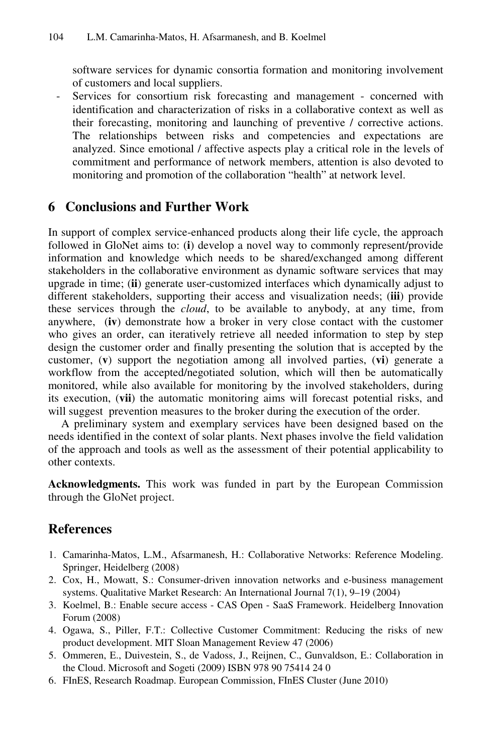software services for dynamic consortia formation and monitoring involvement of customers and local suppliers.

- Services for consortium risk forecasting and management - concerned with identification and characterization of risks in a collaborative context as well as their forecasting, monitoring and launching of preventive / corrective actions. The relationships between risks and competencies and expectations are analyzed. Since emotional / affective aspects play a critical role in the levels of commitment and performance of network members, attention is also devoted to monitoring and promotion of the collaboration "health" at network level.

## 6 Conclusions and Further Work

In support of complex service-enhanced products along their life cycle, the approach followed in GloNet aims to: (**i**) develop a novel way to commonly represent/provide information and knowledge which needs to be shared/exchanged among different stakeholders in the collaborative environment as dynamic software services that may upgrade in time; (**ii**) generate user-customized interfaces which dynamically adjust to different stakeholders, supporting their access and visualization needs; (**iii**) provide these services through the *cloud*, to be available to anybody, at any time, from anywhere, (**iv**) demonstrate how a broker in very close contact with the customer who gives an order, can iteratively retrieve all needed information to step by step design the customer order and finally presenting the solution that is accepted by the customer, (**v**) support the negotiation among all involved parties, (**vi**) generate a workflow from the accepted/negotiated solution, which will then be automatically monitored, while also available for monitoring by the involved stakeholders, during its execution, (**vii**) the automatic monitoring aims will forecast potential risks, and will suggest prevention measures to the broker during the execution of the order.

A preliminary system and exemplary services have been designed based on the needs identified in the context of solar plants. Next phases involve the field validation of the approach and tools as well as the assessment of their potential applicability to other contexts.

**Acknowledgments.** This work was funded in part by the European Commission through the GloNet project.

## References

1. Camarinha-Matos, L.M., Afsarmanesh, H.: Collaborative Networks: Reference Modeling. Springer, Heidelberg (2008)
2. Cox, H., Mowatt, S.: Consumer-driven innovation networks and e-business management systems. Qualitative Market Research: An International Journal 7(1), 9–19 (2004)
3. Koelmel, B.: Enable secure access - CAS Open - SaaS Framework. Heidelberg Innovation Forum (2008)
4. Ogawa, S., Piller, F.T.: Collective Customer Commitment: Reducing the risks of new product development. MIT Sloan Management Review 47 (2006)
5. Ommeren, E., Duivestein, S., de Vadoss, J., Reijnen, C., Gunvaldson, E.: Collaboration in the Cloud. Microsoft and Sogeti (2009) ISBN 978 90 75414 24 0
6. FInES, Research Roadmap. European Commission, FInES Cluster (June 2010)